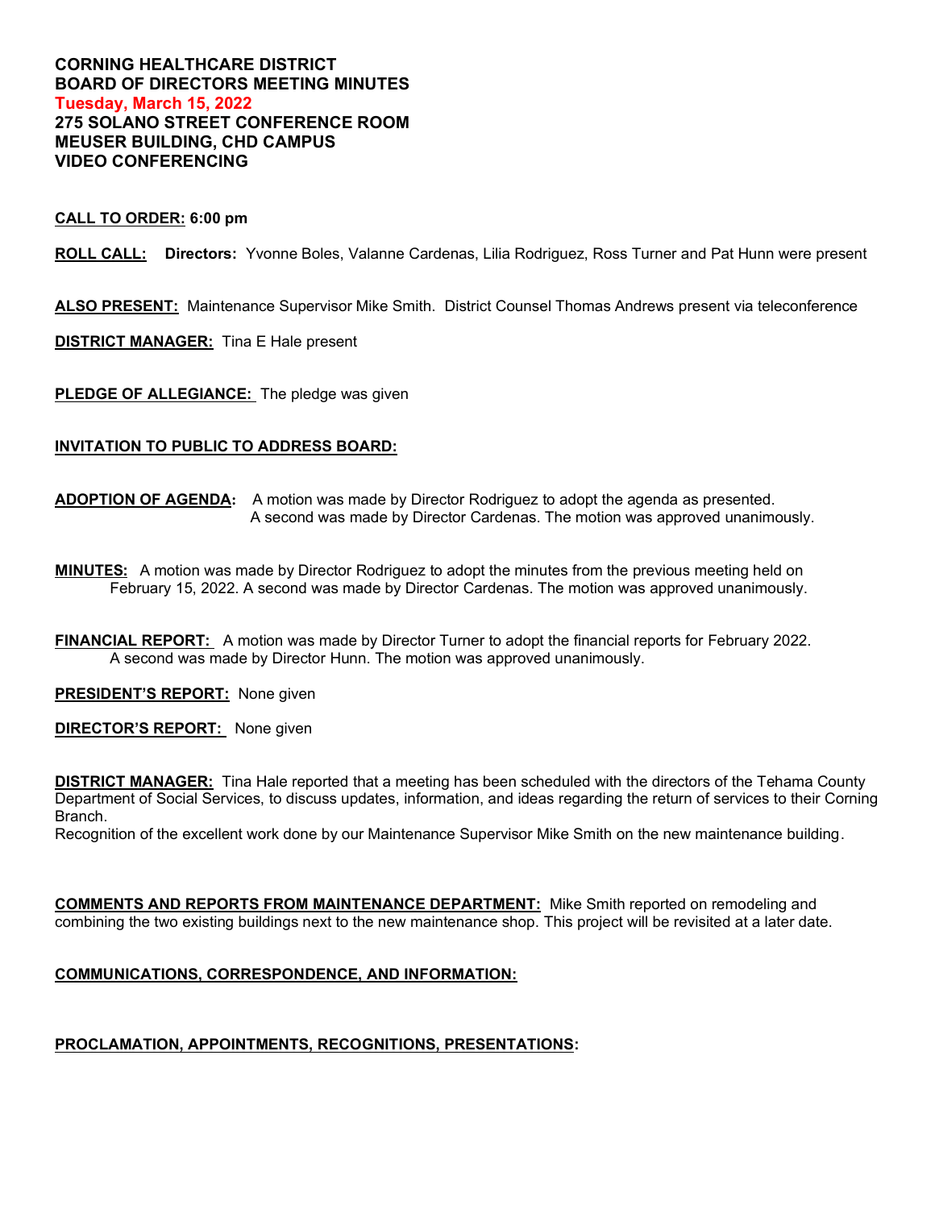**CORNING HEALTHCARE DISTRICT**
**BOARD OF DIRECTORS MEETING MINUTES**
**Tuesday, March 15, 2022**
**275 SOLANO STREET CONFERENCE ROOM**
**MEUSER BUILDING, CHD CAMPUS**
**VIDEO CONFERENCING**

**CALL TO ORDER: 6:00 pm**

**ROLL CALL:** **Directors:** Yvonne Boles, Valanne Cardenas, Lilia Rodriguez, Ross Turner and Pat Hunn were present

**ALSO PRESENT:** Maintenance Supervisor Mike Smith. District Counsel Thomas Andrews present via teleconference

**DISTRICT MANAGER:** Tina E Hale present

**PLEDGE OF ALLEGIANCE:** The pledge was given

**INVITATION TO PUBLIC TO ADDRESS BOARD:**

**ADOPTION OF AGENDA:** A motion was made by Director Rodriguez to adopt the agenda as presented. A second was made by Director Cardenas. The motion was approved unanimously.

**MINUTES:** A motion was made by Director Rodriguez to adopt the minutes from the previous meeting held on February 15, 2022. A second was made by Director Cardenas. The motion was approved unanimously.

**FINANCIAL REPORT:** A motion was made by Director Turner to adopt the financial reports for February 2022. A second was made by Director Hunn. The motion was approved unanimously.

**PRESIDENT'S REPORT:** None given

**DIRECTOR'S REPORT:** None given

**DISTRICT MANAGER:** Tina Hale reported that a meeting has been scheduled with the directors of the Tehama County Department of Social Services, to discuss updates, information, and ideas regarding the return of services to their Corning Branch.
Recognition of the excellent work done by our Maintenance Supervisor Mike Smith on the new maintenance building.

**COMMENTS AND REPORTS FROM MAINTENANCE DEPARTMENT:** Mike Smith reported on remodeling and combining the two existing buildings next to the new maintenance shop. This project will be revisited at a later date.

**COMMUNICATIONS, CORRESPONDENCE, AND INFORMATION:**

**PROCLAMATION, APPOINTMENTS, RECOGNITIONS, PRESENTATIONS:**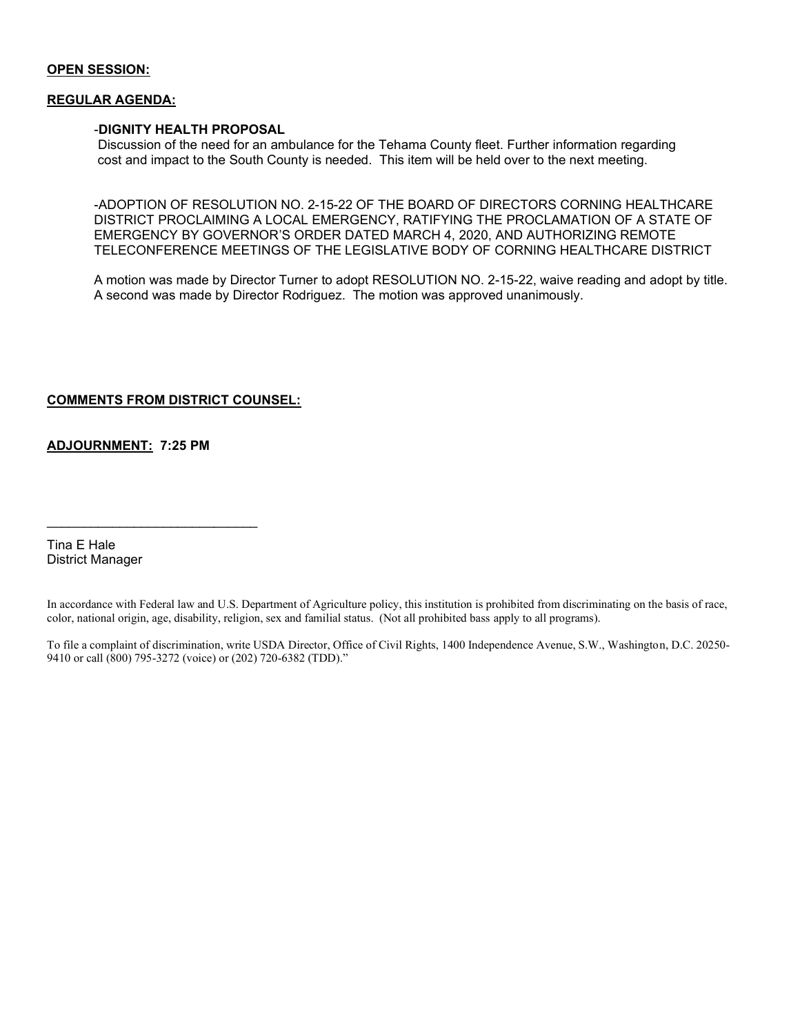**OPEN SESSION:**

**REGULAR AGENDA:**

-**DIGNITY HEALTH PROPOSAL**
Discussion of the need for an ambulance for the Tehama County fleet. Further information regarding cost and impact to the South County is needed. This item will be held over to the next meeting.

-ADOPTION OF RESOLUTION NO. 2-15-22 OF THE BOARD OF DIRECTORS CORNING HEALTHCARE DISTRICT PROCLAIMING A LOCAL EMERGENCY, RATIFYING THE PROCLAMATION OF A STATE OF EMERGENCY BY GOVERNOR'S ORDER DATED MARCH 4, 2020, AND AUTHORIZING REMOTE TELECONFERENCE MEETINGS OF THE LEGISLATIVE BODY OF CORNING HEALTHCARE DISTRICT

A motion was made by Director Turner to adopt RESOLUTION NO. 2-15-22, waive reading and adopt by title. A second was made by Director Rodriguez. The motion was approved unanimously.

**COMMENTS FROM DISTRICT COUNSEL:**

**ADJOURNMENT: 7:25 PM**

______________________________

Tina E Hale
District Manager

In accordance with Federal law and U.S. Department of Agriculture policy, this institution is prohibited from discriminating on the basis of race, color, national origin, age, disability, religion, sex and familial status. (Not all prohibited bass apply to all programs).

To file a complaint of discrimination, write USDA Director, Office of Civil Rights, 1400 Independence Avenue, S.W., Washington, D.C. 20250-9410 or call (800) 795-3272 (voice) or (202) 720-6382 (TDD)."